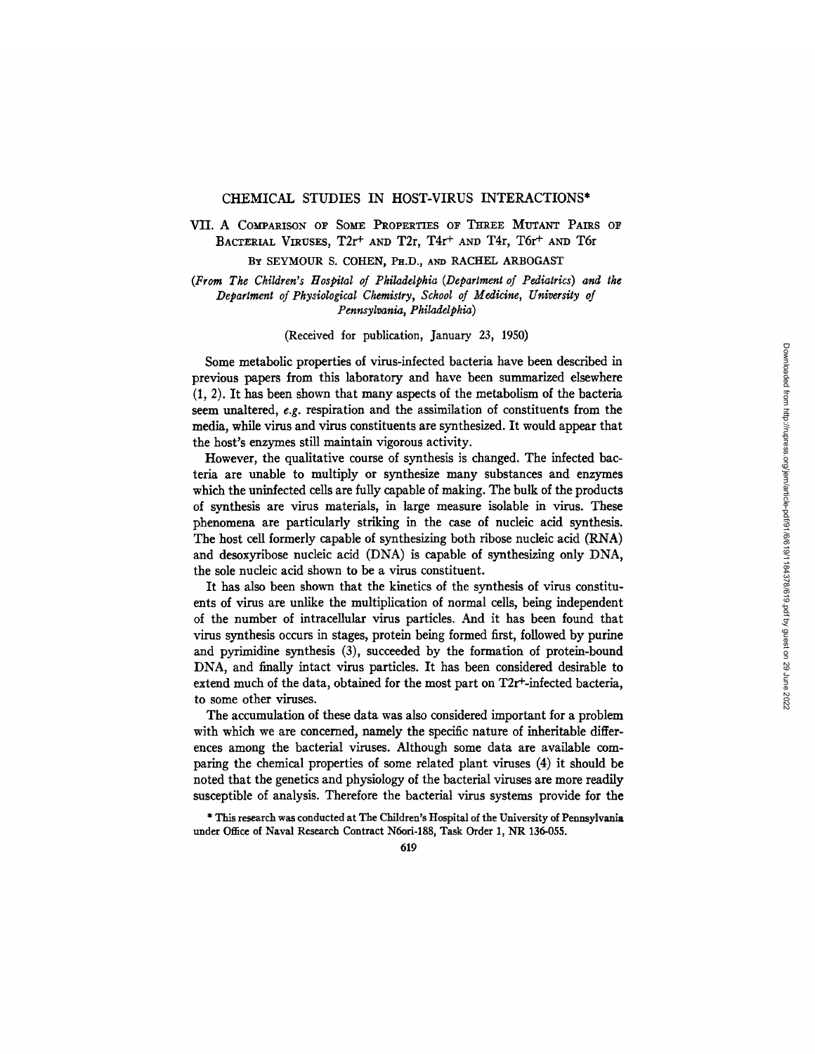# CHEMICAL STUDIES IN HOST-VIRUS INTERACTIONS*

## VII. A Comparison of Some Properties of Three Mutant Pairs of Bacterial Viruses, T2r+ and T2r, T4r+ and T4r, T6r+ and T6r

By SEYMOUR S. COHEN, Ph.D., and RACHEL ARBOGAST

(*From The Children's Hospital of Philadelphia (Department of Pediatrics) and the Department of Physiological Chemistry, School of Medicine, University of Pennsylvania, Philadelphia*)

(Received for publication, January 23, 1950)

Some metabolic properties of virus-infected bacteria have been described in previous papers from this laboratory and have been summarized elsewhere (1, 2). It has been shown that many aspects of the metabolism of the bacteria seem unaltered, *e.g.* respiration and the assimilation of constituents from the media, while virus and virus constituents are synthesized. It would appear that the host's enzymes still maintain vigorous activity.

However, the qualitative course of synthesis is changed. The infected bacteria are unable to multiply or synthesize many substances and enzymes which the uninfected cells are fully capable of making. The bulk of the products of synthesis are virus materials, in large measure isolable in virus. These phenomena are particularly striking in the case of nucleic acid synthesis. The host cell formerly capable of synthesizing both ribose nucleic acid (RNA) and desoxyribose nucleic acid (DNA) is capable of synthesizing only DNA, the sole nucleic acid shown to be a virus constituent.

It has also been shown that the kinetics of the synthesis of virus constituents of virus are unlike the multiplication of normal cells, being independent of the number of intracellular virus particles. And it has been found that virus synthesis occurs in stages, protein being formed first, followed by purine and pyrimidine synthesis (3), succeeded by the formation of protein-bound DNA, and finally intact virus particles. It has been considered desirable to extend much of the data, obtained for the most part on T2r+-infected bacteria, to some other viruses.

The accumulation of these data was also considered important for a problem with which we are concerned, namely the specific nature of inheritable differences among the bacterial viruses. Although some data are available comparing the chemical properties of some related plant viruses (4) it should be noted that the genetics and physiology of the bacterial viruses are more readily susceptible of analysis. Therefore the bacterial virus systems provide for the

\* This research was conducted at The Children's Hospital of the University of Pennsylvania under Office of Naval Research Contract N6ori-188, Task Order 1, NR 136-055.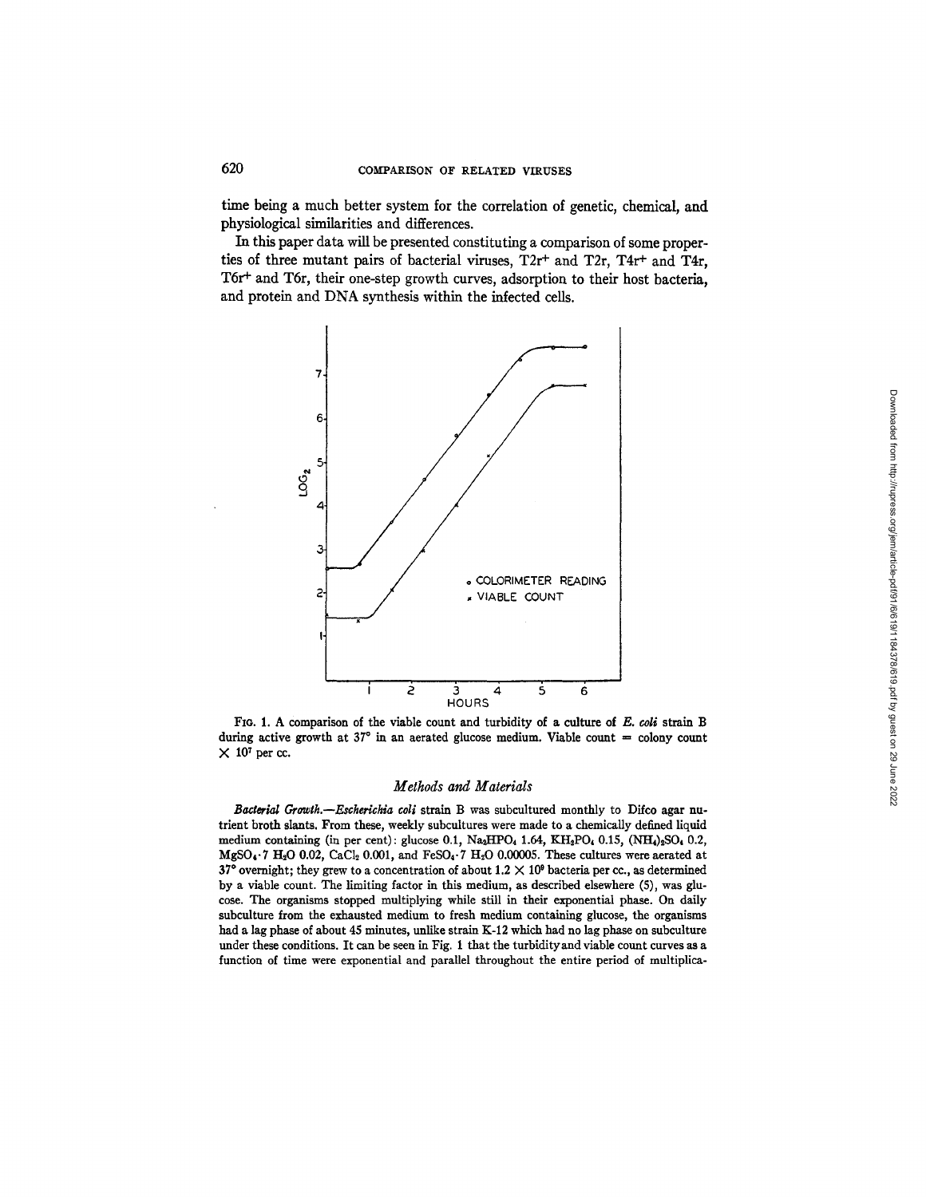time being a much better system for the correlation of genetic, chemical, and physiological similarities and differences.

In this paper data will be presented constituting a comparison of some properties of three mutant pairs of bacterial viruses, T2r+ and T2r, T4r+ and T4r, T6r+ and T6r, their one-step growth curves, adsorption to their host bacteria, and protein and DNA synthesis within the infected cells.

FIG. 1. A comparison of the viable count and turbidity of a culture of *E. coli* strain B during active growth at 37° in an aerated glucose medium. Viable count = colony count $\times 10^7$ per cc.

## *Methods and Materials*

***Bacterial Growth.***—*Escherichia coli* strain B was subcultured monthly to Difco agar nutrient broth slants. From these, weekly subcultures were made to a chemically defined liquid medium containing (in per cent): glucose 0.1, $Na_2HPO_4$ 1.64, $KH_2PO_4$ 0.15, $(NH_4)_2SO_4$ 0.2, $MgSO_4 \cdot 7\ H_2O$ 0.02, $CaCl_2$ 0.001, and $FeSO_4 \cdot 7\ H_2O$ 0.00005. These cultures were aerated at 37° overnight; they grew to a concentration of about $1.2 \times 10^9$ bacteria per cc., as determined by a viable count. The limiting factor in this medium, as described elsewhere (5), was glucose. The organisms stopped multiplying while still in their exponential phase. On daily subculture from the exhausted medium to fresh medium containing glucose, the organisms had a lag phase of about 45 minutes, unlike strain K-12 which had no lag phase on subculture under these conditions. It can be seen in Fig. 1 that the turbidity and viable count curves as a function of time were exponential and parallel throughout the entire period of multiplica-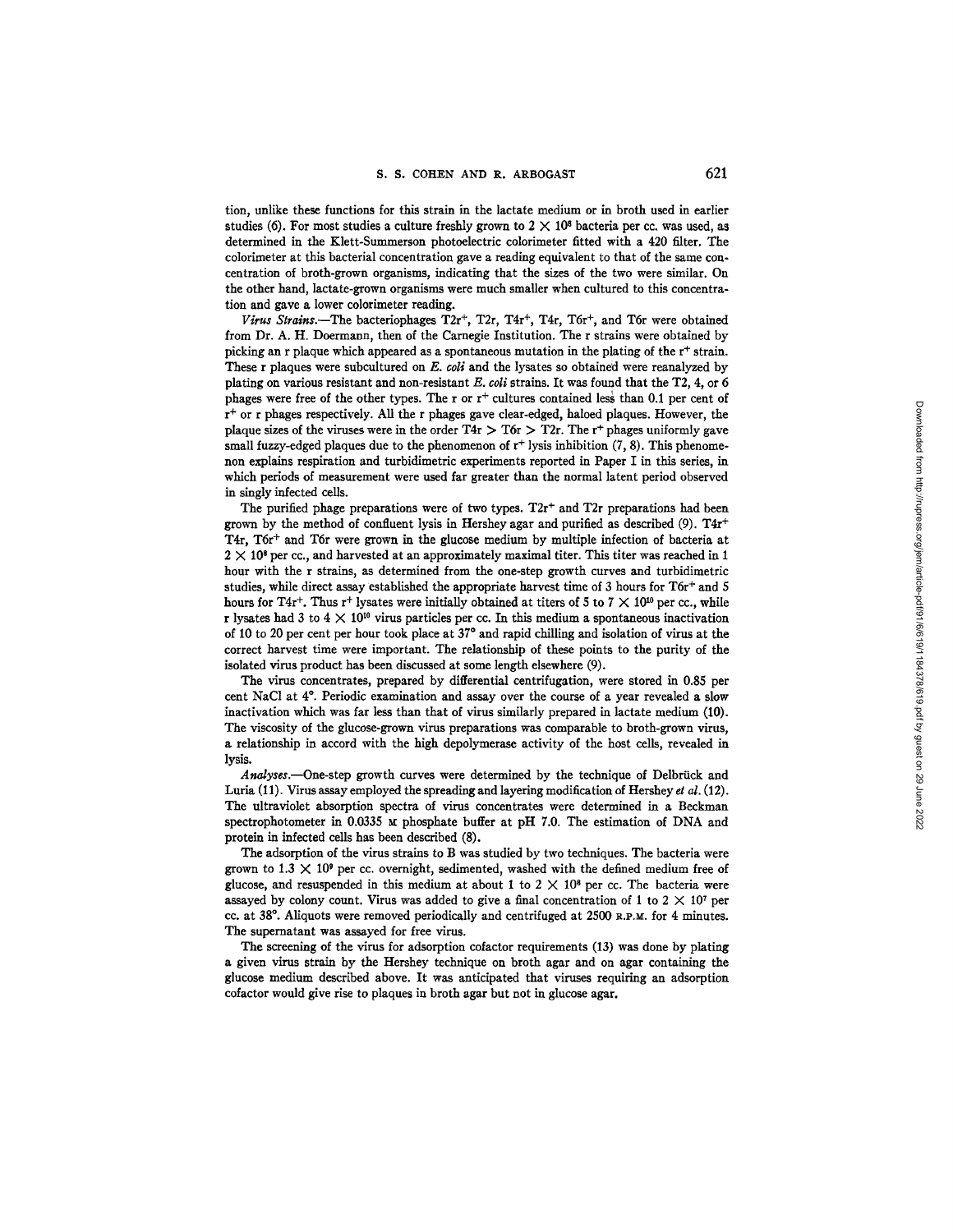tion, unlike these functions for this strain in the lactate medium or in broth used in earlier studies (6). For most studies a culture freshly grown to $2 \times 10^8$ bacteria per cc. was used, as determined in the Klett-Summerson photoelectric colorimeter fitted with a 420 filter. The colorimeter at this bacterial concentration gave a reading equivalent to that of the same concentration of broth-grown organisms, indicating that the sizes of the two were similar. On the other hand, lactate-grown organisms were much smaller when cultured to this concentration and gave a lower colorimeter reading.

*Virus Strains.*—The bacteriophages T2r$^+$, T2r, T4r$^+$, T4r, T6r$^+$, and T6r were obtained from Dr. A. H. Doermann, then of the Carnegie Institution. The r strains were obtained by picking an r plaque which appeared as a spontaneous mutation in the plating of the r$^+$ strain. These r plaques were subcultured on *E. coli* and the lysates so obtained were reanalyzed by plating on various resistant and non-resistant *E. coli* strains. It was found that the T2, 4, or 6 phages were free of the other types. The r or r$^+$ cultures contained less than 0.1 per cent of r$^+$ or r phages respectively. All the r phages gave clear-edged, haloed plaques. However, the plaque sizes of the viruses were in the order T4r > T6r > T2r. The r$^+$ phages uniformly gave small fuzzy-edged plaques due to the phenomenon of r$^+$ lysis inhibition (7, 8). This phenomenon explains respiration and turbidimetric experiments reported in Paper I in this series, in which periods of measurement were used far greater than the normal latent period observed in singly infected cells.

The purified phage preparations were of two types. T2r$^+$ and T2r preparations had been grown by the method of confluent lysis in Hershey agar and purified as described (9). T4r$^+$ T4r, T6r$^+$ and T6r were grown in the glucose medium by multiple infection of bacteria at $2 \times 10^8$ per cc., and harvested at an approximately maximal titer. This titer was reached in 1 hour with the r strains, as determined from the one-step growth curves and turbidimetric studies, while direct assay established the appropriate harvest time of 3 hours for T6r$^+$ and 5 hours for T4r$^+$. Thus r$^+$ lysates were initially obtained at titers of 5 to $7 \times 10^{10}$ per cc., while r lysates had 3 to $4 \times 10^{10}$ virus particles per cc. In this medium a spontaneous inactivation of 10 to 20 per cent per hour took place at 37° and rapid chilling and isolation of virus at the correct harvest time were important. The relationship of these points to the purity of the isolated virus product has been discussed at some length elsewhere (9).

The virus concentrates, prepared by differential centrifugation, were stored in 0.85 per cent NaCl at 4°. Periodic examination and assay over the course of a year revealed a slow inactivation which was far less than that of virus similarly prepared in lactate medium (10). The viscosity of the glucose-grown virus preparations was comparable to broth-grown virus, a relationship in accord with the high depolymerase activity of the host cells, revealed in lysis.

*Analyses.*—One-step growth curves were determined by the technique of Delbrück and Luria (11). Virus assay employed the spreading and layering modification of Hershey *et al.* (12). The ultraviolet absorption spectra of virus concentrates were determined in a Beckman spectrophotometer in 0.0335 M phosphate buffer at pH 7.0. The estimation of DNA and protein in infected cells has been described (8).

The adsorption of the virus strains to B was studied by two techniques. The bacteria were grown to $1.3 \times 10^9$ per cc. overnight, sedimented, washed with the defined medium free of glucose, and resuspended in this medium at about 1 to $2 \times 10^8$ per cc. The bacteria were assayed by colony count. Virus was added to give a final concentration of 1 to $2 \times 10^7$ per cc. at 38°. Aliquots were removed periodically and centrifuged at 2500 R.P.M. for 4 minutes. The supernatant was assayed for free virus.

The screening of the virus for adsorption cofactor requirements (13) was done by plating a given virus strain by the Hershey technique on broth agar and on agar containing the glucose medium described above. It was anticipated that viruses requiring an adsorption cofactor would give rise to plaques in broth agar but not in glucose agar.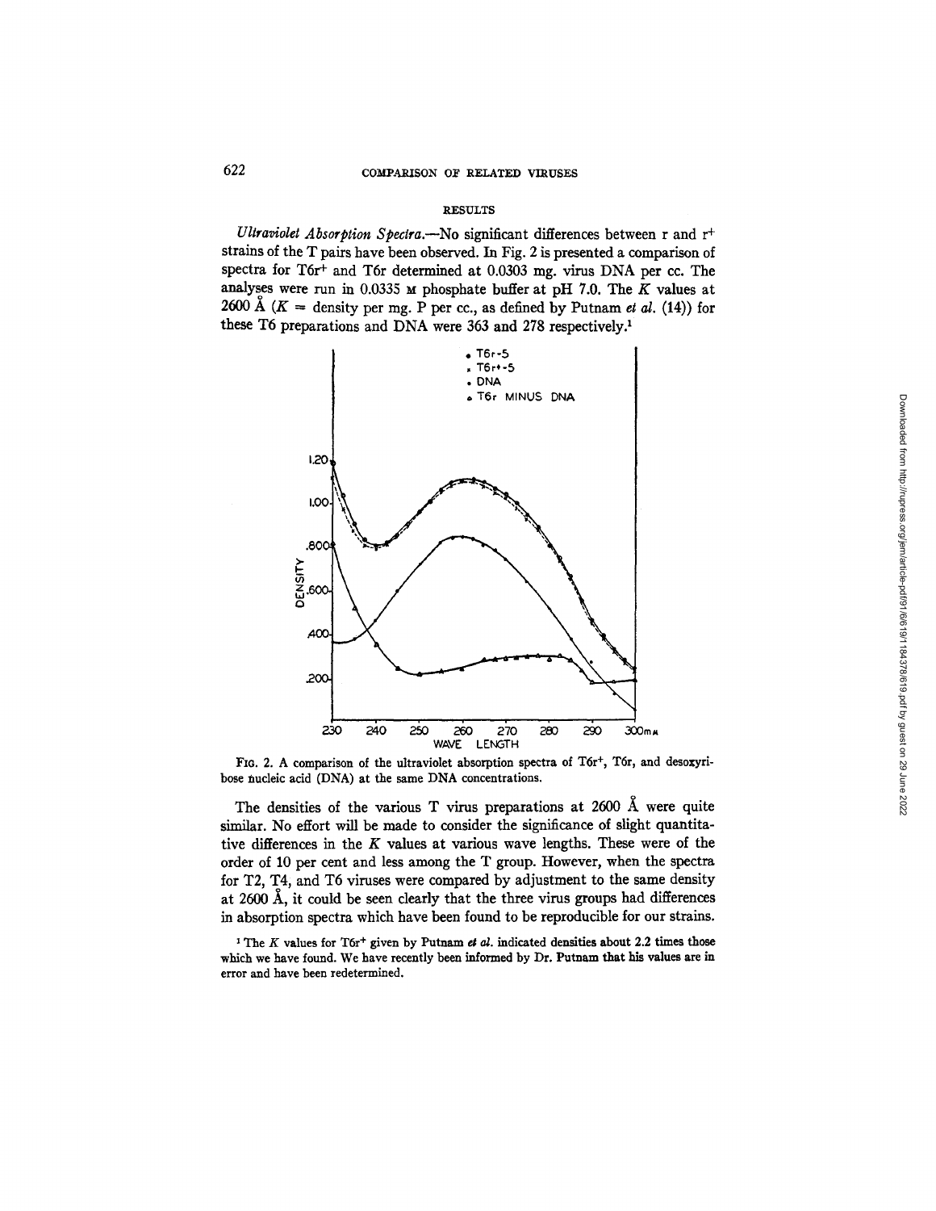### RESULTS

*Ultraviolet Absorption Spectra.*—No significant differences between r and $r^+$ strains of the T pairs have been observed. In Fig. 2 is presented a comparison of spectra for T6$r^+$ and T6r determined at 0.0303 mg. virus DNA per cc. The analyses were run in 0.0335 M phosphate buffer at pH 7.0. The $K$ values at 2600 Å ($K$ = density per mg. P per cc., as defined by Putnam *et al.* (14)) for these T6 preparations and DNA were 363 and 278 respectively.[1]

FIG. 2. A comparison of the ultraviolet absorption spectra of T6$r^+$, T6r, and desoxyribose nucleic acid (DNA) at the same DNA concentrations.

The densities of the various T virus preparations at 2600 Å were quite similar. No effort will be made to consider the significance of slight quantitative differences in the $K$ values at various wave lengths. These were of the order of 10 per cent and less among the T group. However, when the spectra for T2, T4, and T6 viruses were compared by adjustment to the same density at 2600 Å, it could be seen clearly that the three virus groups had differences in absorption spectra which have been found to be reproducible for our strains.

[1] The $K$ values for T6$r^+$ given by Putnam *et al.* indicated densities about 2.2 times those which we have found. We have recently been informed by Dr. Putnam that his values are in error and have been redetermined.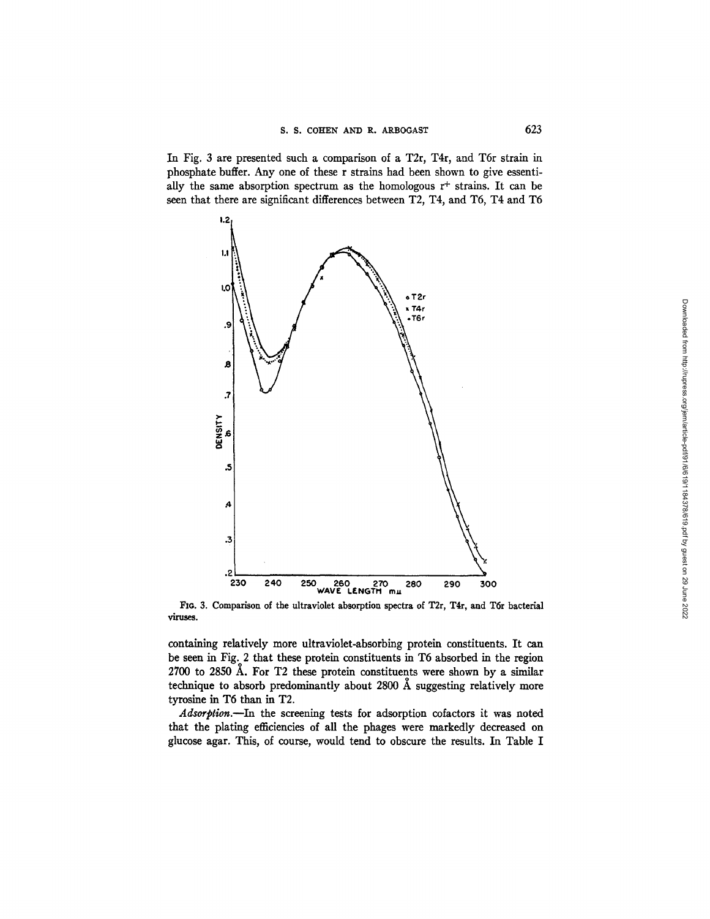In Fig. 3 are presented such a comparison of a T2r, T4r, and T6r strain in phosphate buffer. Any one of these r strains had been shown to give essentially the same absorption spectrum as the homologous $r^+$ strains. It can be seen that there are significant differences between T2, T4, and T6, T4 and T6

FIG. 3. Comparison of the ultraviolet absorption spectra of T2r, T4r, and T6r bacterial viruses.

containing relatively more ultraviolet-absorbing protein constituents. It can be seen in Fig. 2 that these protein constituents in T6 absorbed in the region 2700 to 2850 Å. For T2 these protein constituents were shown by a similar technique to absorb predominantly about 2800 Å suggesting relatively more tyrosine in T6 than in T2.

*Adsorption.*—In the screening tests for adsorption cofactors it was noted that the plating efficiencies of all the phages were markedly decreased on glucose agar. This, of course, would tend to obscure the results. In Table I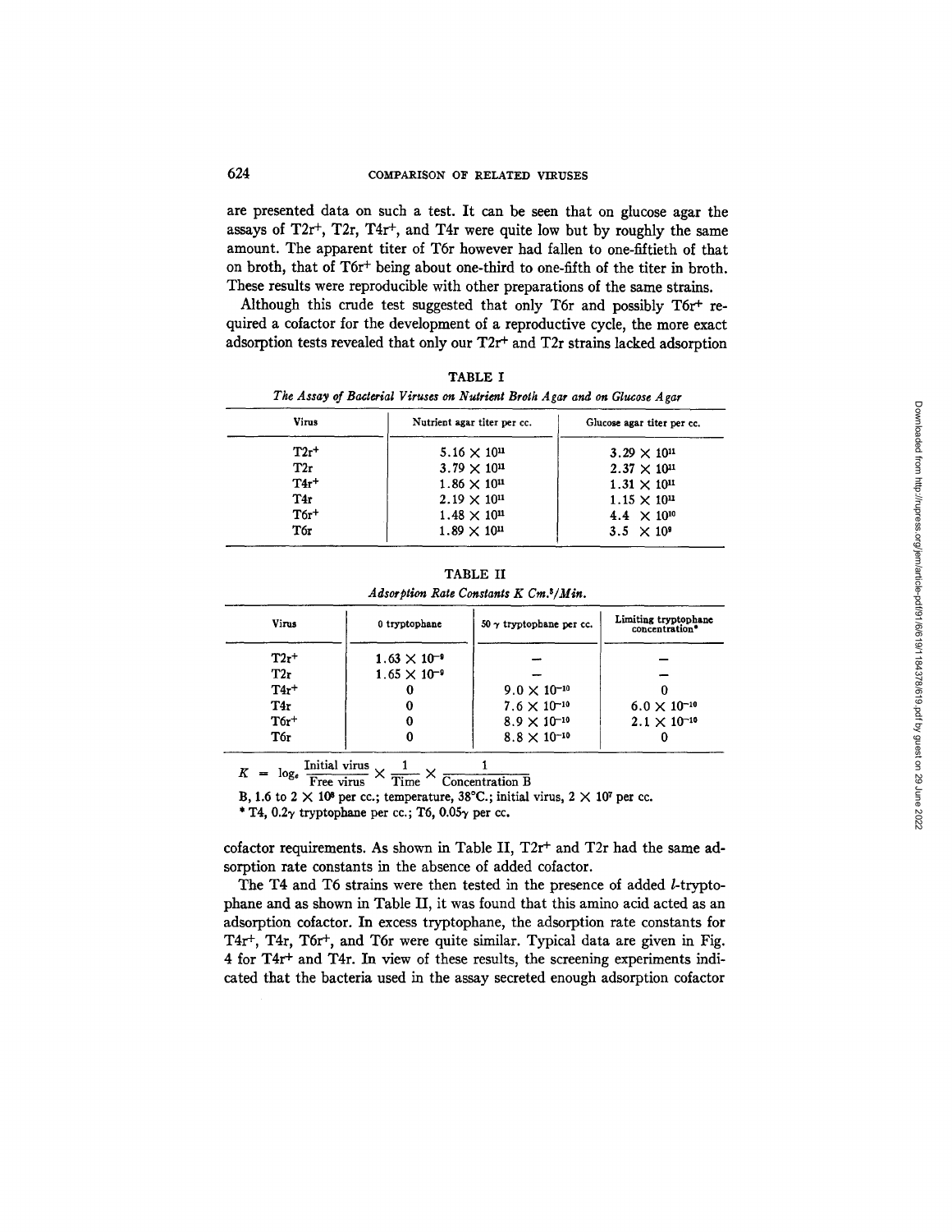are presented data on such a test. It can be seen that on glucose agar the assays of T2r+, T2r, T4r+, and T4r were quite low but by roughly the same amount. The apparent titer of T6r however had fallen to one-fiftieth of that on broth, that of T6r+ being about one-third to one-fifth of the titer in broth. These results were reproducible with other preparations of the same strains.

Although this crude test suggested that only T6r and possibly T6r+ required a cofactor for the development of a reproductive cycle, the more exact adsorption tests revealed that only our T2r+ and T2r strains lacked adsorption

TABLE I

*The Assay of Bacterial Viruses on Nutrient Broth Agar and on Glucose Agar*

| Virus | Nutrient agar titer per cc. | Glucose agar titer per cc. |
|---|---|---|
| T2r+ | $5.16 \times 10^{11}$ | $3.29 \times 10^{11}$ |
| T2r | $3.79 \times 10^{11}$ | $2.37 \times 10^{11}$ |
| T4r+ | $1.86 \times 10^{11}$ | $1.31 \times 10^{11}$ |
| T4r | $2.19 \times 10^{11}$ | $1.15 \times 10^{11}$ |
| T6r+ | $1.48 \times 10^{11}$ | $4.4 \times 10^{10}$ |
| T6r | $1.89 \times 10^{11}$ | $3.5 \times 10^{9}$ |

TABLE II

*Adsorption Rate Constants K Cm.³/Min.*

| Virus | 0 tryptophane | 50 γ tryptophane per cc. | Limiting tryptophane concentration* |
|---|---|---|---|
| T2r+ | $1.63 \times 10^{-9}$ | — | — |
| T2r | $1.65 \times 10^{-9}$ | — | — |
| T4r+ | 0 | $9.0 \times 10^{-10}$ | 0 |
| T4r | 0 | $7.6 \times 10^{-10}$ | $6.0 \times 10^{-10}$ |
| T6r+ | 0 | $8.9 \times 10^{-10}$ | $2.1 \times 10^{-10}$ |
| T6r | 0 | $8.8 \times 10^{-10}$ | 0 |

$$K = \log_e \frac{\text{Initial virus}}{\text{Free virus}} \times \frac{1}{\text{Time}} \times \frac{1}{\text{Concentration B}}$$

B, 1.6 to $2 \times 10^{8}$ per cc.; temperature, 38°C.; initial virus, $2 \times 10^{7}$ per cc.

\* T4, 0.2γ tryptophane per cc.; T6, 0.05γ per cc.

cofactor requirements. As shown in Table II, T2r+ and T2r had the same adsorption rate constants in the absence of added cofactor.

The T4 and T6 strains were then tested in the presence of added *l*-tryptophane and as shown in Table II, it was found that this amino acid acted as an adsorption cofactor. In excess tryptophane, the adsorption rate constants for T4r+, T4r, T6r+, and T6r were quite similar. Typical data are given in Fig. 4 for T4r+ and T4r. In view of these results, the screening experiments indicated that the bacteria used in the assay secreted enough adsorption cofactor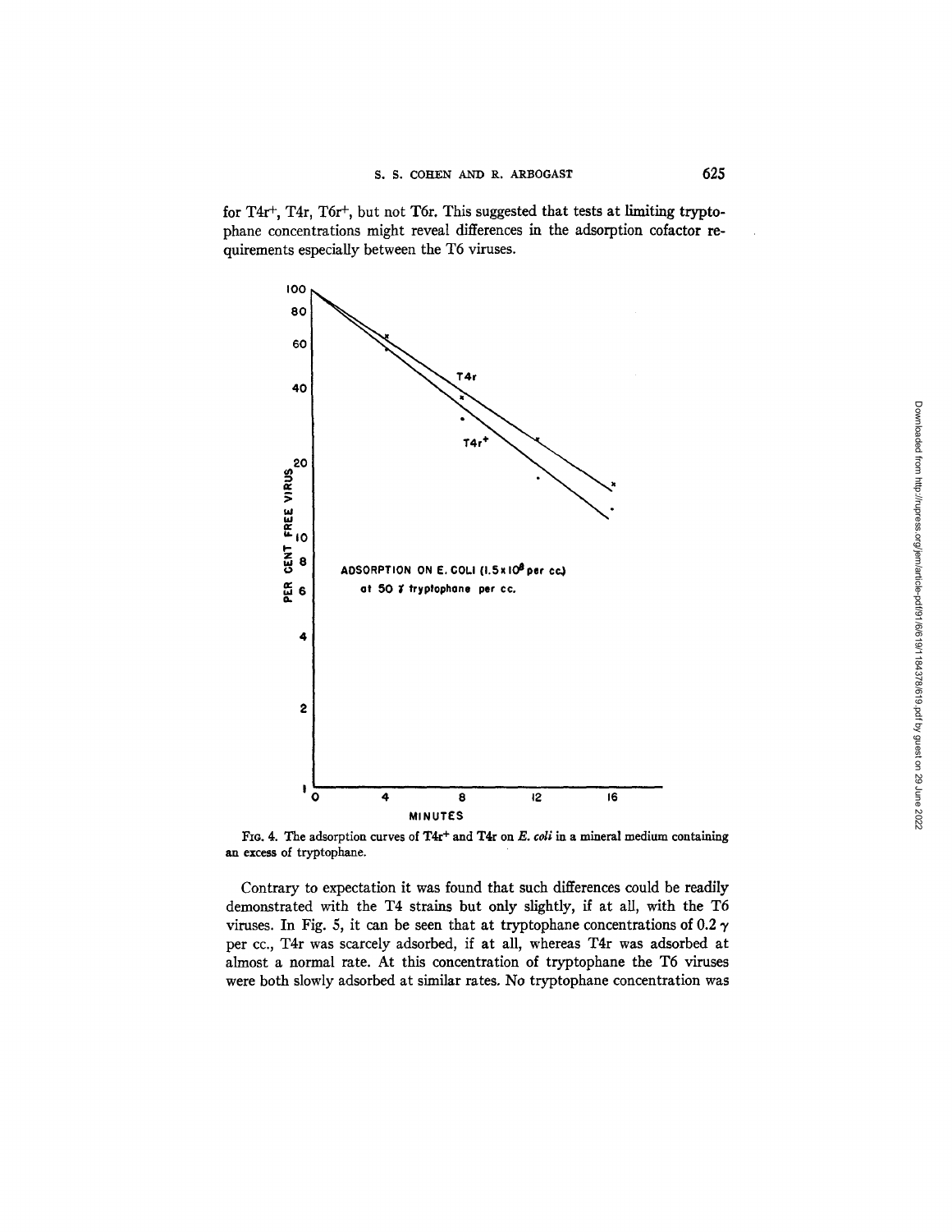for T4r+, T4r, T6r+, but not T6r. This suggested that tests at limiting tryptophane concentrations might reveal differences in the adsorption cofactor requirements especially between the T6 viruses.

FIG. 4. The adsorption curves of T4r+ and T4r on *E. coli* in a mineral medium containing an excess of tryptophane.

Contrary to expectation it was found that such differences could be readily demonstrated with the T4 strains but only slightly, if at all, with the T6 viruses. In Fig. 5, it can be seen that at tryptophane concentrations of 0.2 $\gamma$ per cc., T4r was scarcely adsorbed, if at all, whereas T4r was adsorbed at almost a normal rate. At this concentration of tryptophane the T6 viruses were both slowly adsorbed at similar rates. No tryptophane concentration was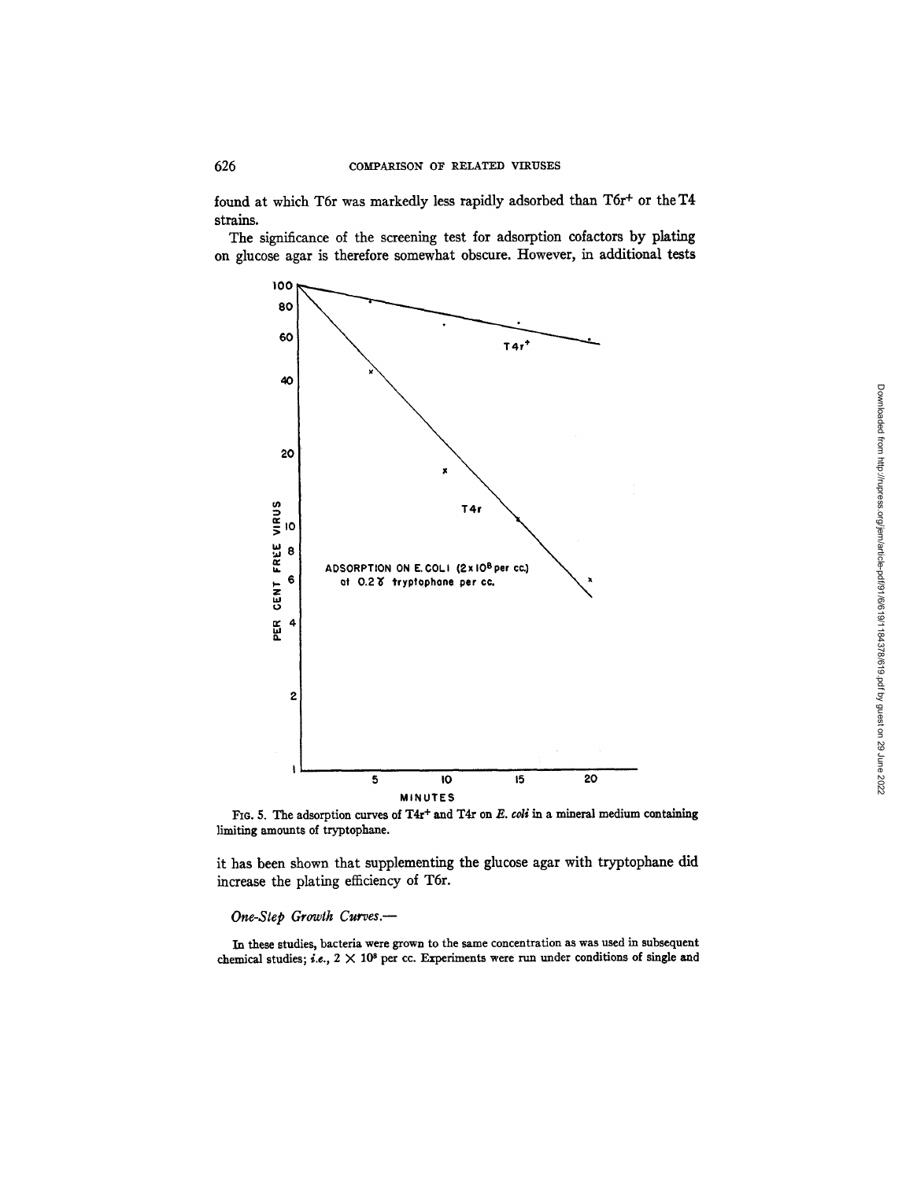found at which T6r was markedly less rapidly adsorbed than T6r+ or the T4 strains.

The significance of the screening test for adsorption cofactors by plating on glucose agar is therefore somewhat obscure. However, in additional tests

FIG. 5. The adsorption curves of T4r+ and T4r on *E. coli* in a mineral medium containing limiting amounts of tryptophane.

it has been shown that supplementing the glucose agar with tryptophane did increase the plating efficiency of T6r.

*One-Step Growth Curves.*—

In these studies, bacteria were grown to the same concentration as was used in subsequent chemical studies; *i.e.*, $2 \times 10^8$ per cc. Experiments were run under conditions of single and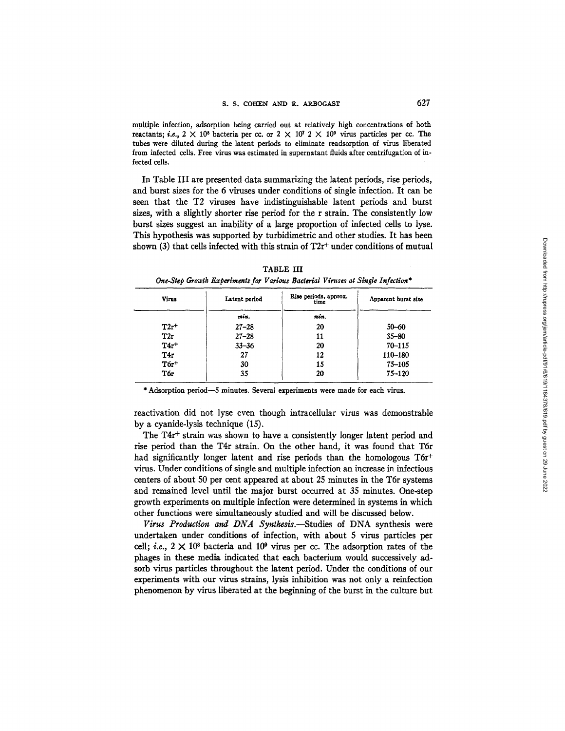multiple infection, adsorption being carried out at relatively high concentrations of both reactants; *i.e.*, $2 \times 10^8$ bacteria per cc. or $2 \times 10^7$ $2 \times 10^9$ virus particles per cc. The tubes were diluted during the latent periods to eliminate readsorption of virus liberated from infected cells. Free virus was estimated in supernatant fluids after centrifugation of infected cells.

In Table III are presented data summarizing the latent periods, rise periods, and burst sizes for the 6 viruses under conditions of single infection. It can be seen that the T2 viruses have indistinguishable latent periods and burst sizes, with a slightly shorter rise period for the r strain. The consistently low burst sizes suggest an inability of a large proportion of infected cells to lyse. This hypothesis was supported by turbidimetric and other studies. It has been shown (3) that cells infected with this strain of T2r$^+$ under conditions of mutual

TABLE III

*One-Step Growth Experiments for Various Bacterial Viruses at Single Infection\**

| Virus | Latent period | Rise periods, approx. time | Apparent burst size |
|---|---|---|---|
| | *min.* | *min.* | |
| T2r$^+$ | 27–28 | 20 | 50–60 |
| T2r | 27–28 | 11 | 35–80 |
| T4r$^+$ | 33–36 | 20 | 70–115 |
| T4r | 27 | 12 | 110–180 |
| T6r$^+$ | 30 | 15 | 75–105 |
| T6r | 35 | 20 | 75–120 |

\* Adsorption period—5 minutes. Several experiments were made for each virus.

reactivation did not lyse even though intracellular virus was demonstrable by a cyanide-lysis technique (15).

The T4r$^+$ strain was shown to have a consistently longer latent period and rise period than the T4r strain. On the other hand, it was found that T6r had significantly longer latent and rise periods than the homologous T6r$^+$ virus. Under conditions of single and multiple infection an increase in infectious centers of about 50 per cent appeared at about 25 minutes in the T6r systems and remained level until the major burst occurred at 35 minutes. One-step growth experiments on multiple infection were determined in systems in which other functions were simultaneously studied and will be discussed below.

*Virus Production and DNA Synthesis.*—Studies of DNA synthesis were undertaken under conditions of infection, with about 5 virus particles per cell; *i.e.*, $2 \times 10^8$ bacteria and $10^9$ virus per cc. The adsorption rates of the phages in these media indicated that each bacterium would successively adsorb virus particles throughout the latent period. Under the conditions of our experiments with our virus strains, lysis inhibition was not only a reinfection phenomenon by virus liberated at the beginning of the burst in the culture but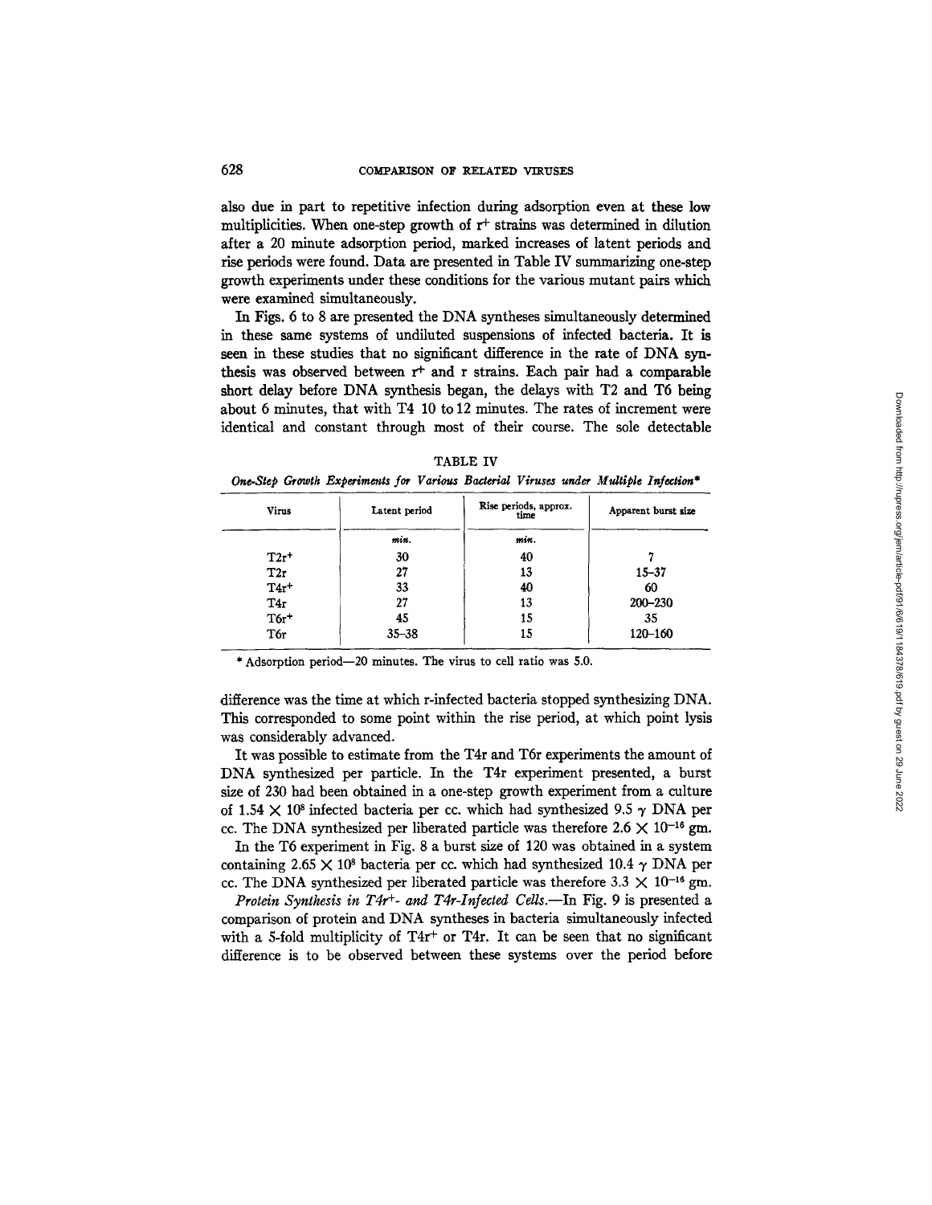also due in part to repetitive infection during adsorption even at these low multiplicities. When one-step growth of r+ strains was determined in dilution after a 20 minute adsorption period, marked increases of latent periods and rise periods were found. Data are presented in Table IV summarizing one-step growth experiments under these conditions for the various mutant pairs which were examined simultaneously.

In Figs. 6 to 8 are presented the DNA syntheses simultaneously determined in these same systems of undiluted suspensions of infected bacteria. It is seen in these studies that no significant difference in the rate of DNA synthesis was observed between r+ and r strains. Each pair had a comparable short delay before DNA synthesis began, the delays with T2 and T6 being about 6 minutes, that with T4 10 to 12 minutes. The rates of increment were identical and constant through most of their course. The sole detectable

TABLE IV

*One-Step Growth Experiments for Various Bacterial Viruses under Multiple Infection**

| Virus | Latent period | Rise periods, approx. time | Apparent burst size |
|---|---|---|---|
| | *min.* | *min.* | |
| T2r+ | 30 | 40 | 7 |
| T2r | 27 | 13 | 15–37 |
| T4r+ | 33 | 40 | 60 |
| T4r | 27 | 13 | 200–230 |
| T6r+ | 45 | 15 | 35 |
| T6r | 35–38 | 15 | 120–160 |

\* Adsorption period—20 minutes. The virus to cell ratio was 5.0.

difference was the time at which r-infected bacteria stopped synthesizing DNA. This corresponded to some point within the rise period, at which point lysis was considerably advanced.

It was possible to estimate from the T4r and T6r experiments the amount of DNA synthesized per particle. In the T4r experiment presented, a burst size of 230 had been obtained in a one-step growth experiment from a culture of $1.54 \times 10^8$ infected bacteria per cc. which had synthesized 9.5 $\gamma$ DNA per cc. The DNA synthesized per liberated particle was therefore $2.6 \times 10^{-16}$ gm.

In the T6 experiment in Fig. 8 a burst size of 120 was obtained in a system containing $2.65 \times 10^8$ bacteria per cc. which had synthesized 10.4 $\gamma$ DNA per cc. The DNA synthesized per liberated particle was therefore $3.3 \times 10^{-16}$ gm.

*Protein Synthesis in T4r+- and T4r-Infected Cells.*—In Fig. 9 is presented a comparison of protein and DNA syntheses in bacteria simultaneously infected with a 5-fold multiplicity of T4r+ or T4r. It can be seen that no significant difference is to be observed between these systems over the period before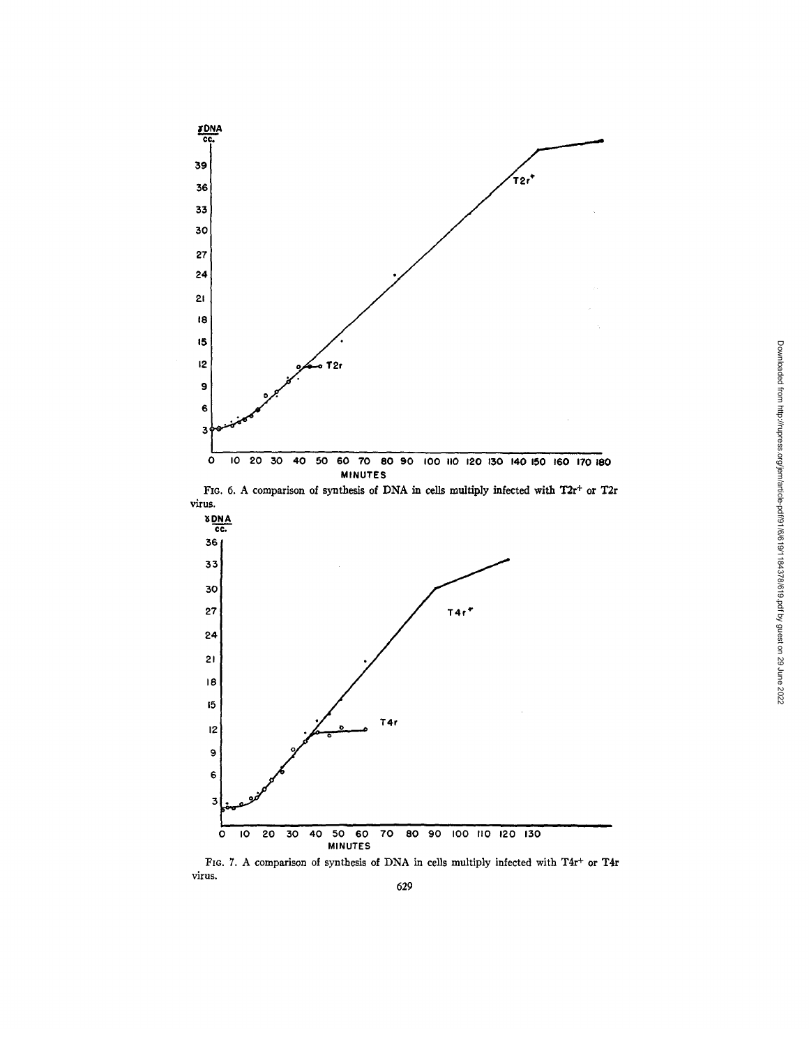FIG. 6. A comparison of synthesis of DNA in cells multiply infected with T2r+ or T2r virus.

FIG. 7. A comparison of synthesis of DNA in cells multiply infected with T4r+ or T4r virus.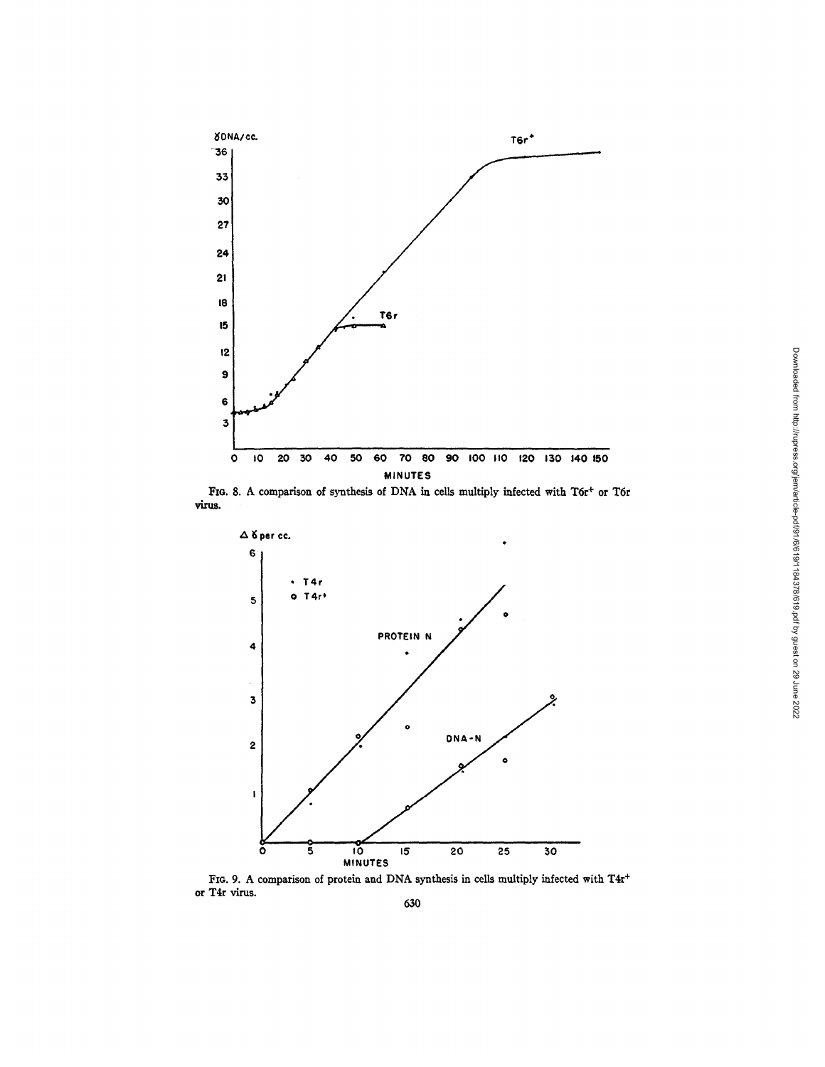FIG. 8. A comparison of synthesis of DNA in cells multiply infected with T6r+ or T6r virus.

FIG. 9. A comparison of protein and DNA synthesis in cells multiply infected with T4r+ or T4r virus.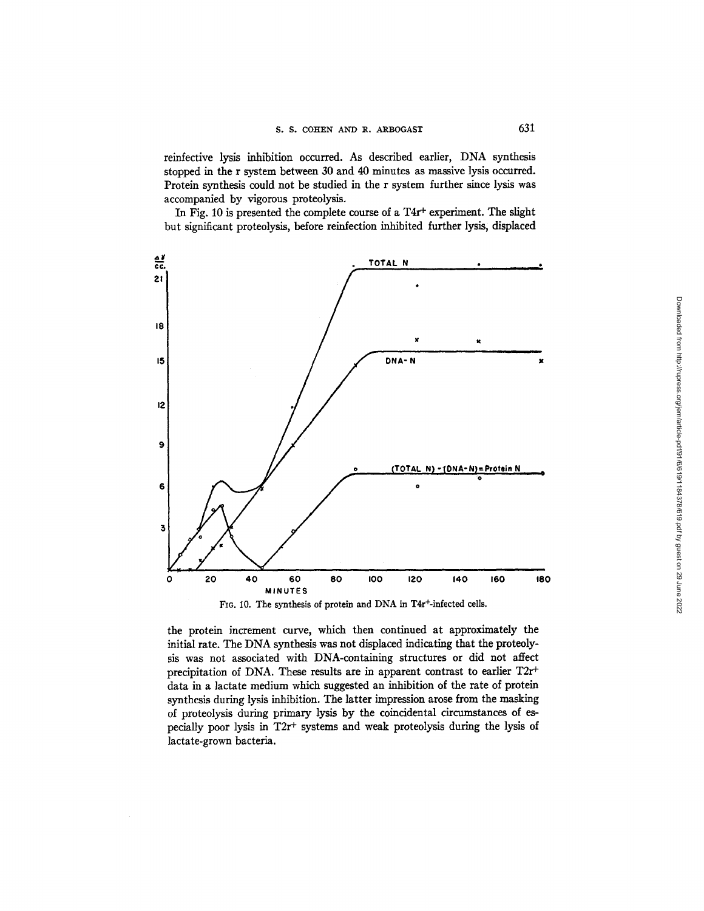reinfective lysis inhibition occurred. As described earlier, DNA synthesis stopped in the r system between 30 and 40 minutes as massive lysis occurred. Protein synthesis could not be studied in the r system further since lysis was accompanied by vigorous proteolysis.

In Fig. 10 is presented the complete course of a T4r+ experiment. The slight but significant proteolysis, before reinfection inhibited further lysis, displaced

FIG. 10. The synthesis of protein and DNA in T4r+-infected cells.

the protein increment curve, which then continued at approximately the initial rate. The DNA synthesis was not displaced indicating that the proteolysis was not associated with DNA-containing structures or did not affect precipitation of DNA. These results are in apparent contrast to earlier T2r+ data in a lactate medium which suggested an inhibition of the rate of protein synthesis during lysis inhibition. The latter impression arose from the masking of proteolysis during primary lysis by the coincidental circumstances of especially poor lysis in T2r+ systems and weak proteolysis during the lysis of lactate-grown bacteria.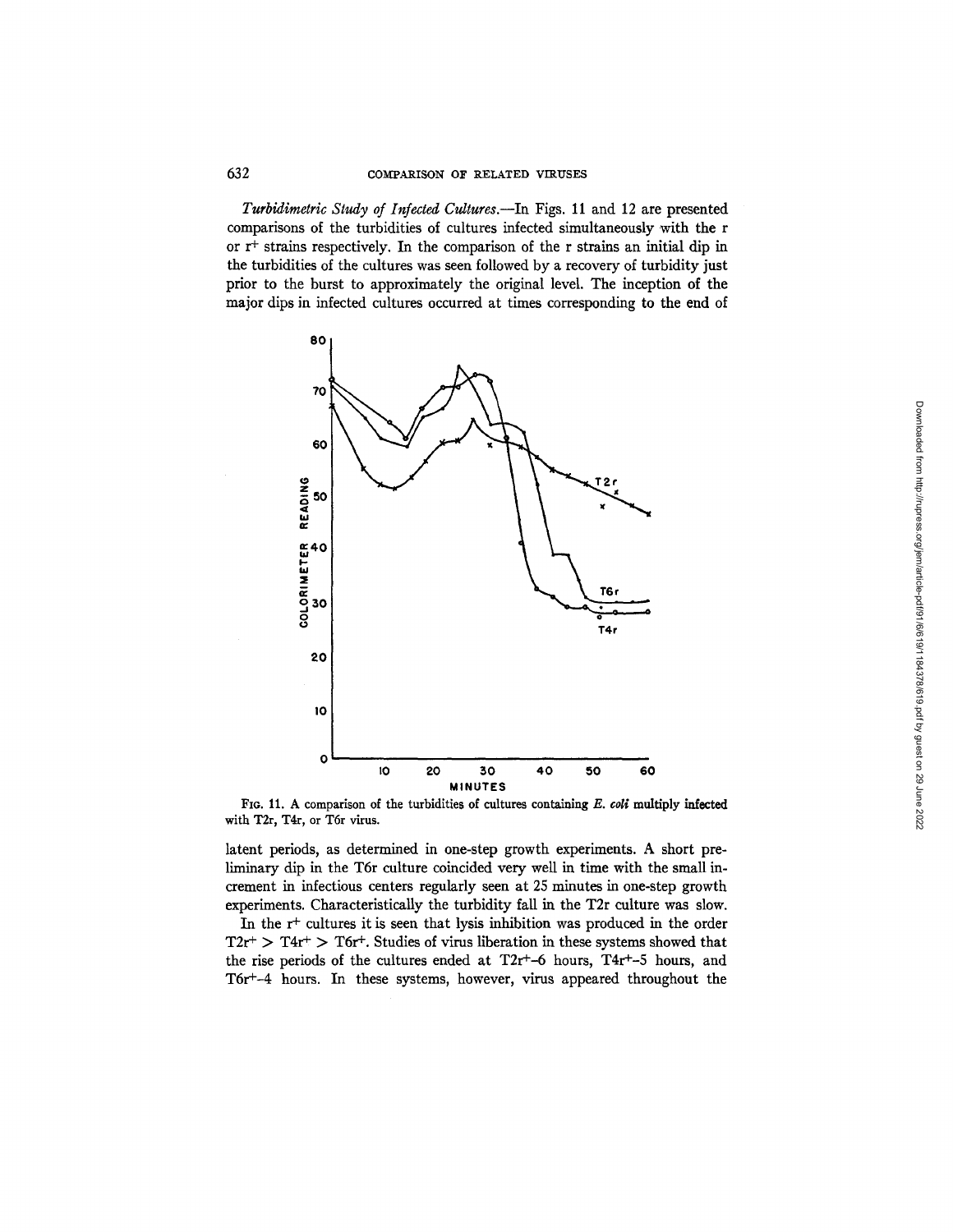*Turbidimetric Study of Infected Cultures.*—In Figs. 11 and 12 are presented comparisons of the turbidities of cultures infected simultaneously with the r or $r^+$ strains respectively. In the comparison of the r strains an initial dip in the turbidities of the cultures was seen followed by a recovery of turbidity just prior to the burst to approximately the original level. The inception of the major dips in infected cultures occurred at times corresponding to the end of latent periods, as determined in one-step growth experiments. A short preliminary dip in the T6r culture coincided very well in time with the small increment in infectious centers regularly seen at 25 minutes in one-step growth experiments. Characteristically the turbidity fall in the T2r culture was slow.

FIG. 11. A comparison of the turbidities of cultures containing *E. coli* multiply infected with T2r, T4r, or T6r virus.

In the $r^+$ cultures it is seen that lysis inhibition was produced in the order $T2r^+ > T4r^+ > T6r^+$. Studies of virus liberation in these systems showed that the rise periods of the cultures ended at $T2r^+$–6 hours, $T4r^+$–5 hours, and $T6r^+$–4 hours. In these systems, however, virus appeared throughout the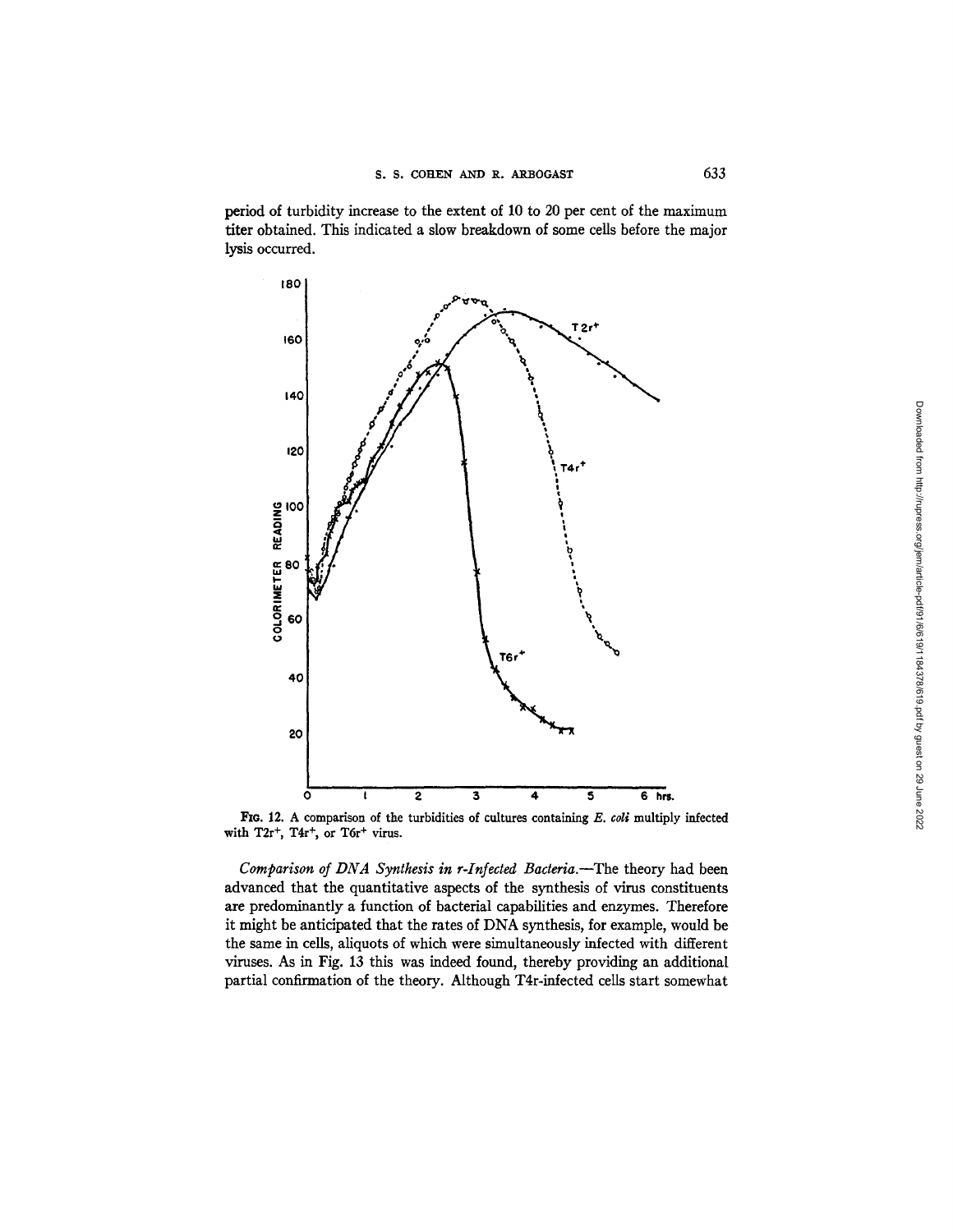period of turbidity increase to the extent of 10 to 20 per cent of the maximum titer obtained. This indicated a slow breakdown of some cells before the major lysis occurred.

FIG. 12. A comparison of the turbidities of cultures containing *E. coli* multiply infected with T2r$^+$, T4r$^+$, or T6r$^+$ virus.

*Comparison of DNA Synthesis in r-Infected Bacteria.*—The theory had been advanced that the quantitative aspects of the synthesis of virus constituents are predominantly a function of bacterial capabilities and enzymes. Therefore it might be anticipated that the rates of DNA synthesis, for example, would be the same in cells, aliquots of which were simultaneously infected with different viruses. As in Fig. 13 this was indeed found, thereby providing an additional partial confirmation of the theory. Although T4r-infected cells start somewhat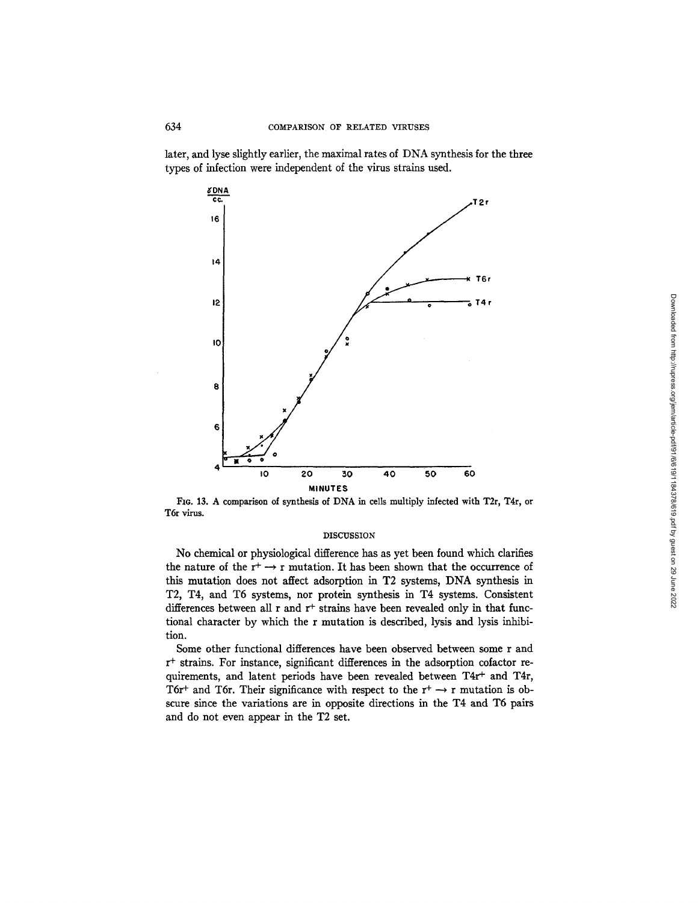later, and lyse slightly earlier, the maximal rates of DNA synthesis for the three types of infection were independent of the virus strains used.

FIG. 13. A comparison of synthesis of DNA in cells multiply infected with T2r, T4r, or T6r virus.

## DISCUSSION

No chemical or physiological difference has as yet been found which clarifies the nature of the $r^+ \rightarrow r$ mutation. It has been shown that the occurrence of this mutation does not affect adsorption in T2 systems, DNA synthesis in T2, T4, and T6 systems, nor protein synthesis in T4 systems. Consistent differences between all r and $r^+$ strains have been revealed only in that functional character by which the r mutation is described, lysis and lysis inhibition.

Some other functional differences have been observed between some r and $r^+$ strains. For instance, significant differences in the adsorption cofactor requirements, and latent periods have been revealed between T4$r^+$ and T4r, T6$r^+$ and T6r. Their significance with respect to the $r^+ \rightarrow r$ mutation is obscure since the variations are in opposite directions in the T4 and T6 pairs and do not even appear in the T2 set.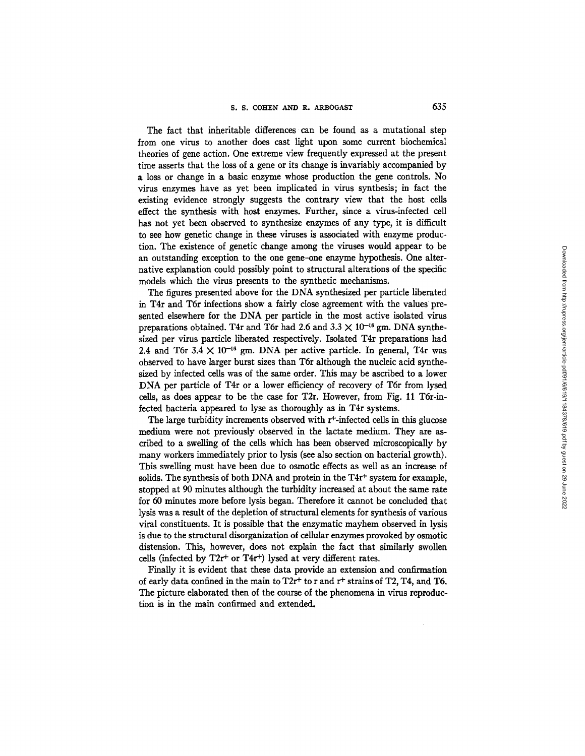The fact that inheritable differences can be found as a mutational step from one virus to another does cast light upon some current biochemical theories of gene action. One extreme view frequently expressed at the present time asserts that the loss of a gene or its change is invariably accompanied by a loss or change in a basic enzyme whose production the gene controls. No virus enzymes have as yet been implicated in virus synthesis; in fact the existing evidence strongly suggests the contrary view that the host cells effect the synthesis with host enzymes. Further, since a virus-infected cell has not yet been observed to synthesize enzymes of any type, it is difficult to see how genetic change in these viruses is associated with enzyme production. The existence of genetic change among the viruses would appear to be an outstanding exception to the one gene-one enzyme hypothesis. One alternative explanation could possibly point to structural alterations of the specific models which the virus presents to the synthetic mechanisms.

The figures presented above for the DNA synthesized per particle liberated in T4r and T6r infections show a fairly close agreement with the values presented elsewhere for the DNA per particle in the most active isolated virus preparations obtained. T4r and T6r had 2.6 and $3.3 \times 10^{-16}$ gm. DNA synthesized per virus particle liberated respectively. Isolated T4r preparations had 2.4 and T6r $3.4 \times 10^{-16}$ gm. DNA per active particle. In general, T4r was observed to have larger burst sizes than T6r although the nucleic acid synthesized by infected cells was of the same order. This may be ascribed to a lower DNA per particle of T4r or a lower efficiency of recovery of T6r from lysed cells, as does appear to be the case for T2r. However, from Fig. 11 T6r-infected bacteria appeared to lyse as thoroughly as in T4r systems.

The large turbidity increments observed with $r^+$-infected cells in this glucose medium were not previously observed in the lactate medium. They are ascribed to a swelling of the cells which has been observed microscopically by many workers immediately prior to lysis (see also section on bacterial growth). This swelling must have been due to osmotic effects as well as an increase of solids. The synthesis of both DNA and protein in the $T4r^+$ system for example, stopped at 90 minutes although the turbidity increased at about the same rate for 60 minutes more before lysis began. Therefore it cannot be concluded that lysis was a result of the depletion of structural elements for synthesis of various viral constituents. It is possible that the enzymatic mayhem observed in lysis is due to the structural disorganization of cellular enzymes provoked by osmotic distension. This, however, does not explain the fact that similarly swollen cells (infected by $T2r^+$ or $T4r^+$) lysed at very different rates.

Finally it is evident that these data provide an extension and confirmation of early data confined in the main to $T2r^+$ to r and $r^+$ strains of T2, T4, and T6. The picture elaborated then of the course of the phenomena in virus reproduction is in the main confirmed and extended.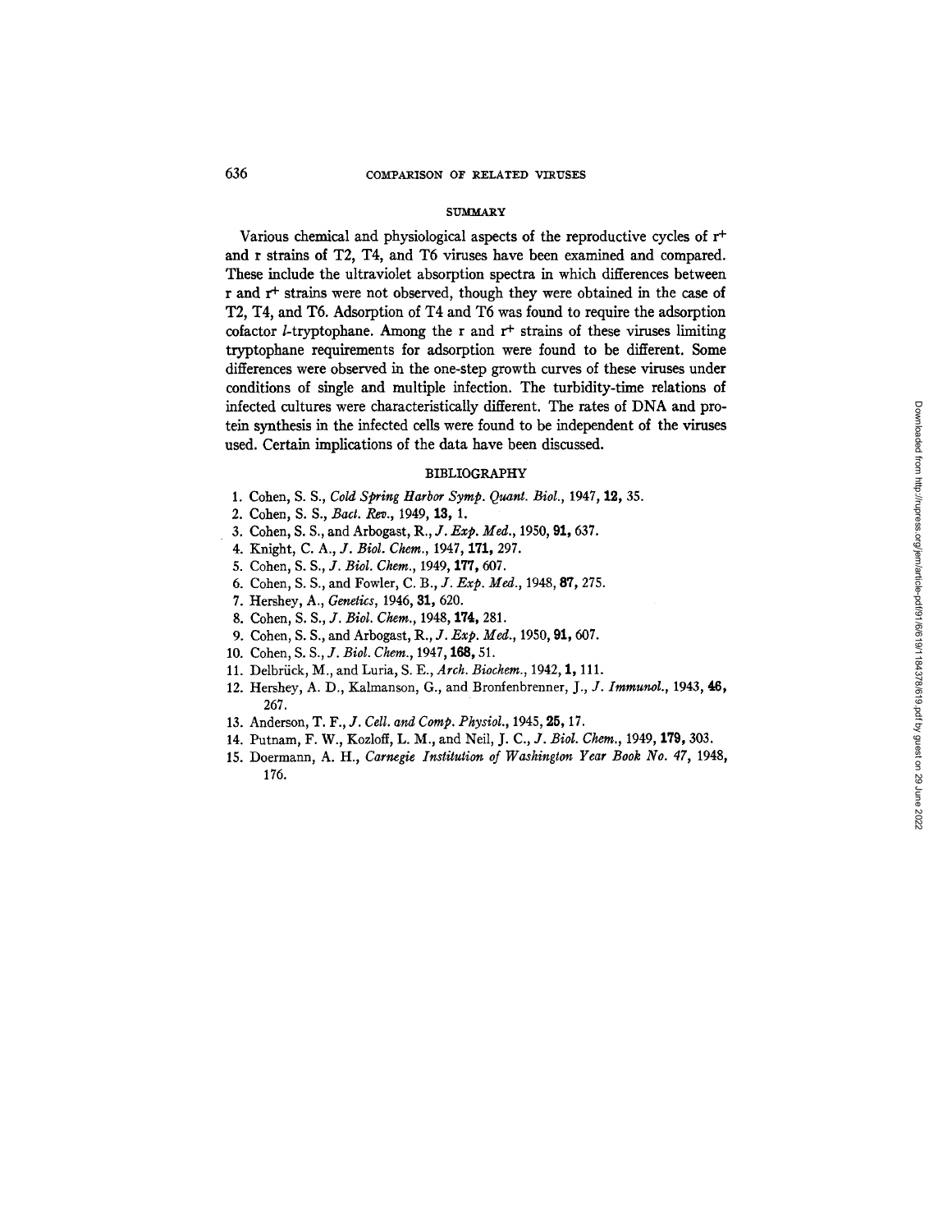## SUMMARY

Various chemical and physiological aspects of the reproductive cycles of r+ and r strains of T2, T4, and T6 viruses have been examined and compared. These include the ultraviolet absorption spectra in which differences between r and r+ strains were not observed, though they were obtained in the case of T2, T4, and T6. Adsorption of T4 and T6 was found to require the adsorption cofactor *l*-tryptophane. Among the r and r+ strains of these viruses limiting tryptophane requirements for adsorption were found to be different. Some differences were observed in the one-step growth curves of these viruses under conditions of single and multiple infection. The turbidity-time relations of infected cultures were characteristically different. The rates of DNA and protein synthesis in the infected cells were found to be independent of the viruses used. Certain implications of the data have been discussed.

## BIBLIOGRAPHY

1. Cohen, S. S., *Cold Spring Harbor Symp. Quant. Biol.*, 1947, **12,** 35.
2. Cohen, S. S., *Bact. Rev.*, 1949, **13,** 1.
3. Cohen, S. S., and Arbogast, R., *J. Exp. Med.*, 1950, **91,** 637.
4. Knight, C. A., *J. Biol. Chem.*, 1947, **171,** 297.
5. Cohen, S. S., *J. Biol. Chem.*, 1949, **177,** 607.
6. Cohen, S. S., and Fowler, C. B., *J. Exp. Med.*, 1948, **87,** 275.
7. Hershey, A., *Genetics*, 1946, **31,** 620.
8. Cohen, S. S., *J. Biol. Chem.*, 1948, **174,** 281.
9. Cohen, S. S., and Arbogast, R., *J. Exp. Med.*, 1950, **91,** 607.
10. Cohen, S. S., *J. Biol. Chem.*, 1947, **168,** 51.
11. Delbrück, M., and Luria, S. E., *Arch. Biochem.*, 1942, **1,** 111.
12. Hershey, A. D., Kalmanson, G., and Bronfenbrenner, J., *J. Immunol.*, 1943, **46,** 267.
13. Anderson, T. F., *J. Cell. and Comp. Physiol.*, 1945, **25,** 17.
14. Putnam, F. W., Kozloff, L. M., and Neil, J. C., *J. Biol. Chem.*, 1949, **179,** 303.
15. Doermann, A. H., *Carnegie Institution of Washington Year Book No. 47*, 1948, 176.